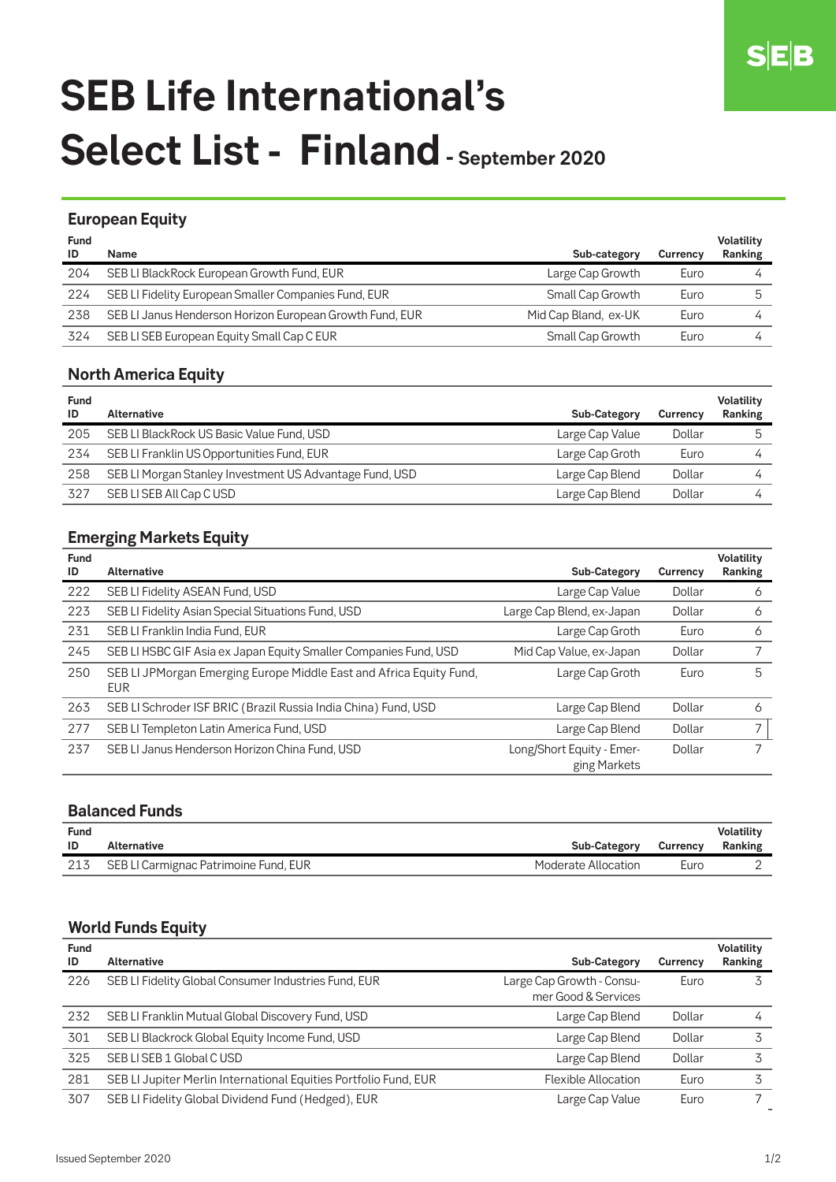# SEB Life International's Select List - Finland - September 2020

## European Equity

| Fund ID | Name | Sub-category | Currency | Volatility Ranking |
|---|---|---|---|---|
| 204 | SEB LI BlackRock European Growth Fund, EUR | Large Cap Growth | Euro | 4 |
| 224 | SEB LI Fidelity European Smaller Companies Fund, EUR | Small Cap Growth | Euro | 5 |
| 238 | SEB LI Janus Henderson Horizon European Growth Fund, EUR | Mid Cap Bland, ex-UK | Euro | 4 |
| 324 | SEB LI SEB European Equity Small Cap C EUR | Small Cap Growth | Euro | 4 |

## North America Equity

| Fund ID | Alternative | Sub-Category | Currency | Volatility Ranking |
|---|---|---|---|---|
| 205 | SEB LI BlackRock US Basic Value Fund, USD | Large Cap Value | Dollar | 5 |
| 234 | SEB LI Franklin US Opportunities Fund, EUR | Large Cap Groth | Euro | 4 |
| 258 | SEB LI Morgan Stanley Investment US Advantage Fund, USD | Large Cap Blend | Dollar | 4 |
| 327 | SEB LI SEB All Cap C USD | Large Cap Blend | Dollar | 4 |

## Emerging Markets Equity

| Fund ID | Alternative | Sub-Category | Currency | Volatility Ranking |
|---|---|---|---|---|
| 222 | SEB LI Fidelity ASEAN Fund, USD | Large Cap Value | Dollar | 6 |
| 223 | SEB LI Fidelity Asian Special Situations Fund, USD | Large Cap Blend, ex-Japan | Dollar | 6 |
| 231 | SEB LI Franklin India Fund, EUR | Large Cap Groth | Euro | 6 |
| 245 | SEB LI HSBC GIF Asia ex Japan Equity Smaller Companies Fund, USD | Mid Cap Value, ex-Japan | Dollar | 7 |
| 250 | SEB LI JPMorgan Emerging Europe Middle East and Africa Equity Fund, EUR | Large Cap Groth | Euro | 5 |
| 263 | SEB LI Schroder ISF BRIC (Brazil Russia India China) Fund, USD | Large Cap Blend | Dollar | 6 |
| 277 | SEB LI Templeton Latin America Fund, USD | Large Cap Blend | Dollar | 7 |
| 237 | SEB LI Janus Henderson Horizon China Fund, USD | Long/Short Equity - Emerging Markets | Dollar | 7 |

## Balanced Funds

| Fund ID | Alternative | Sub-Category | Currency | Volatility Ranking |
|---|---|---|---|---|
| 213 | SEB LI Carmignac Patrimoine Fund, EUR | Moderate Allocation | Euro | 2 |

## World Funds Equity

| Fund ID | Alternative | Sub-Category | Currency | Volatility Ranking |
|---|---|---|---|---|
| 226 | SEB LI Fidelity Global Consumer Industries Fund, EUR | Large Cap Growth - Consumer Good & Services | Euro | 3 |
| 232 | SEB LI Franklin Mutual Global Discovery Fund, USD | Large Cap Blend | Dollar | 4 |
| 301 | SEB LI Blackrock Global Equity Income Fund, USD | Large Cap Blend | Dollar | 3 |
| 325 | SEB LI SEB 1 Global C USD | Large Cap Blend | Dollar | 3 |
| 281 | SEB LI Jupiter Merlin International Equities Portfolio Fund, EUR | Flexible Allocation | Euro | 3 |
| 307 | SEB LI Fidelity Global Dividend Fund (Hedged), EUR | Large Cap Value | Euro | 7 |

Issued September 2020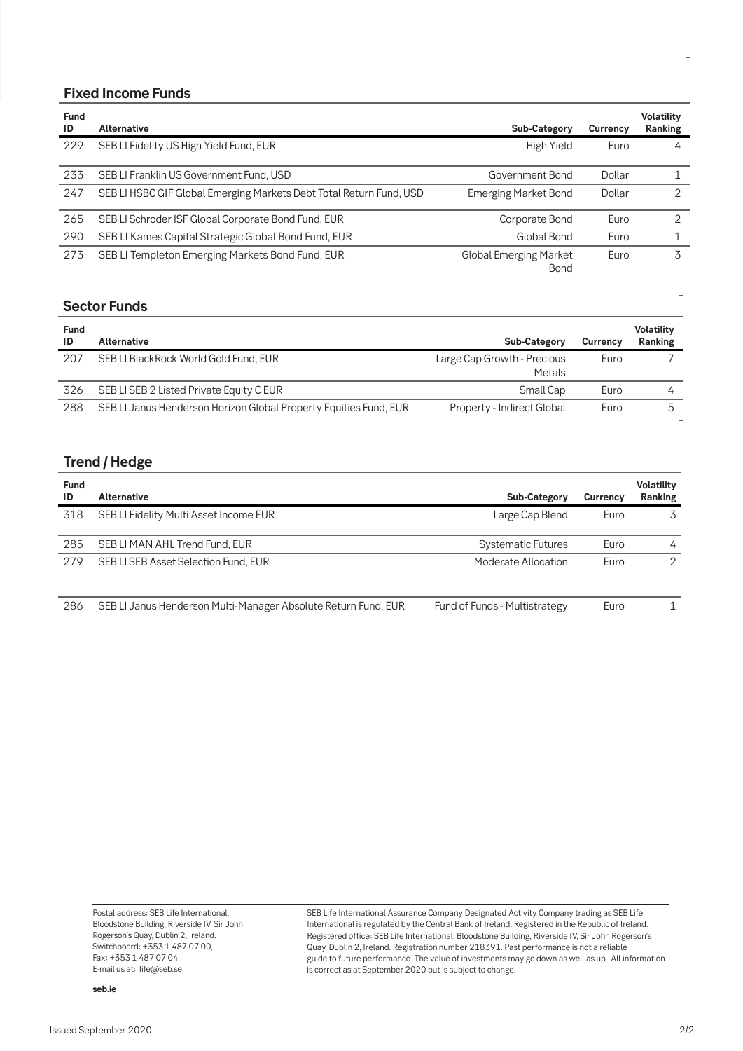## Fixed Income Funds

| Fund ID | Alternative | Sub-Category | Currency | Volatility Ranking |
|---|---|---|---|---|
| 229 | SEB LI Fidelity US High Yield Fund, EUR | High Yield | Euro | 4 |
| 233 | SEB LI Franklin US Government Fund, USD | Government Bond | Dollar | 1 |
| 247 | SEB LI HSBC GIF Global Emerging Markets Debt Total Return Fund, USD | Emerging Market Bond | Dollar | 2 |
| 265 | SEB LI Schroder ISF Global Corporate Bond Fund, EUR | Corporate Bond | Euro | 2 |
| 290 | SEB LI Kames Capital Strategic Global Bond Fund, EUR | Global Bond | Euro | 1 |
| 273 | SEB LI Templeton Emerging Markets Bond Fund, EUR | Global Emerging Market Bond | Euro | 3 |

## Sector Funds

| Fund ID | Alternative | Sub-Category | Currency | Volatility Ranking |
|---|---|---|---|---|
| 207 | SEB LI BlackRock World Gold Fund, EUR | Large Cap Growth - Precious Metals | Euro | 7 |
| 326 | SEB LI SEB 2 Listed Private Equity C EUR | Small Cap | Euro | 4 |
| 288 | SEB LI Janus Henderson Horizon Global Property Equities Fund, EUR | Property - Indirect Global | Euro | 5 |

## Trend / Hedge

| Fund ID | Alternative | Sub-Category | Currency | Volatility Ranking |
|---|---|---|---|---|
| 318 | SEB LI Fidelity Multi Asset Income EUR | Large Cap Blend | Euro | 3 |
| 285 | SEB LI MAN AHL Trend Fund, EUR | Systematic Futures | Euro | 4 |
| 279 | SEB LI SEB Asset Selection Fund, EUR | Moderate Allocation | Euro | 2 |
| 286 | SEB LI Janus Henderson Multi-Manager Absolute Return Fund, EUR | Fund of Funds - Multistrategy | Euro | 1 |

Postal address: SEB Life International, Bloodstone Building, Riverside IV, Sir John Rogerson's Quay, Dublin 2, Ireland.
Switchboard: +353 1 487 07 00,
Fax: +353 1 487 07 04,
E-mail us at: life@seb.se

SEB Life International Assurance Company Designated Activity Company trading as SEB Life International is regulated by the Central Bank of Ireland. Registered in the Republic of Ireland. Registered office: SEB Life International, Bloodstone Building, Riverside IV, Sir John Rogerson's Quay, Dublin 2, Ireland. Registration number 218391. Past performance is not a reliable guide to future performance. The value of investments may go down as well as up. All information is correct as at September 2020 but is subject to change.

**seb.ie**

Issued September 2020